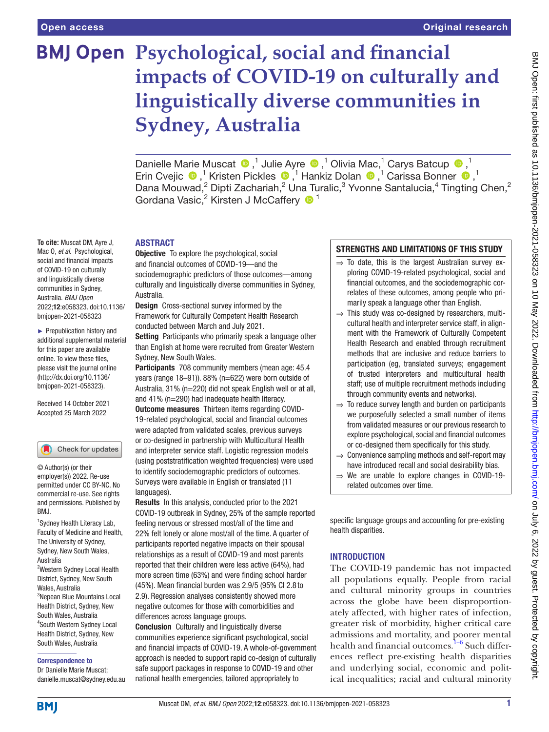Open access

Original research

# Psychological, social and financial impacts of COVID-19 on culturally and linguistically diverse communities in Sydney, Australia

Danielle Marie Muscat [1], Julie Ayre [1], Olivia Mac,[1] Carys Batcup [1], Erin Cvejic [1], Kristen Pickles [1], Hankiz Dolan [1], Carissa Bonner [1], Dana Mouwad,[2] Dipti Zachariah,[2] Una Turalic,[3] Yvonne Santalucia,[4] Tingting Chen,[2] Gordana Vasic,[2] Kirsten J McCaffery [1]

**To cite:** Muscat DM, Ayre J, Mac O, *et al*. Psychological, social and financial impacts of COVID-19 on culturally and linguistically diverse communities in Sydney, Australia. *BMJ Open* 2022;**12**:e058323. doi:10.1136/bmjopen-2021-058323

► Prepublication history and additional supplemental material for this paper are available online. To view these files, please visit the journal online (http://dx.doi.org/10.1136/bmjopen-2021-058323).

Received 14 October 2021
Accepted 25 March 2022

© Author(s) (or their employer(s)) 2022. Re-use permitted under CC BY-NC. No commercial re-use. See rights and permissions. Published by BMJ.

[1]Sydney Health Literacy Lab, Faculty of Medicine and Health, The University of Sydney, Sydney, New South Wales, Australia
[2]Western Sydney Local Health District, Sydney, New South Wales, Australia
[3]Nepean Blue Mountains Local Health District, Sydney, New South Wales, Australia
[4]South Western Sydney Local Health District, Sydney, New South Wales, Australia

**Correspondence to**
Dr Danielle Marie Muscat;
danielle.muscat@sydney.edu.au

## ABSTRACT

**Objective** To explore the psychological, social and financial outcomes of COVID-19—and the sociodemographic predictors of those outcomes—among culturally and linguistically diverse communities in Sydney, Australia.

**Design** Cross-sectional survey informed by the Framework for Culturally Competent Health Research conducted between March and July 2021.

**Setting** Participants who primarily speak a language other than English at home were recruited from Greater Western Sydney, New South Wales.

**Participants** 708 community members (mean age: 45.4 years (range 18–91)). 88% (n=622) were born outside of Australia, 31% (n=220) did not speak English well or at all, and 41% (n=290) had inadequate health literacy.

**Outcome measures** Thirteen items regarding COVID-19-related psychological, social and financial outcomes were adapted from validated scales, previous surveys or co-designed in partnership with Multicultural Health and interpreter service staff. Logistic regression models (using poststratification weighted frequencies) were used to identify sociodemographic predictors of outcomes. Surveys were available in English or translated (11 languages).

**Results** In this analysis, conducted prior to the 2021 COVID-19 outbreak in Sydney, 25% of the sample reported feeling nervous or stressed most/all of the time and 22% felt lonely or alone most/all of the time. A quarter of participants reported negative impacts on their spousal relationships as a result of COVID-19 and most parents reported that their children were less active (64%), had more screen time (63%) and were finding school harder (45%). Mean financial burden was 2.9/5 (95% CI 2.8 to 2.9). Regression analyses consistently showed more negative outcomes for those with comorbidities and differences across language groups.

**Conclusion** Culturally and linguistically diverse communities experience significant psychological, social and financial impacts of COVID-19. A whole-of-government approach is needed to support rapid co-design of culturally safe support packages in response to COVID-19 and other national health emergencies, tailored appropriately to specific language groups and accounting for pre-existing health disparities.

### STRENGTHS AND LIMITATIONS OF THIS STUDY

- ⇒ To date, this is the largest Australian survey exploring COVID-19-related psychological, social and financial outcomes, and the sociodemographic correlates of these outcomes, among people who primarily speak a language other than English.
- ⇒ This study was co-designed by researchers, multicultural health and interpreter service staff, in alignment with the Framework of Culturally Competent Health Research and enabled through recruitment methods that are inclusive and reduce barriers to participation (eg, translated surveys; engagement of trusted interpreters and multicultural health staff; use of multiple recruitment methods including through community events and networks).
- ⇒ To reduce survey length and burden on participants we purposefully selected a small number of items from validated measures or our previous research to explore psychological, social and financial outcomes or co-designed them specifically for this study.
- ⇒ Convenience sampling methods and self-report may have introduced recall and social desirability bias.
- ⇒ We are unable to explore changes in COVID-19-related outcomes over time.

## INTRODUCTION

The COVID-19 pandemic has not impacted all populations equally. People from racial and cultural minority groups in countries across the globe have been disproportionately affected, with higher rates of infection, greater risk of morbidity, higher critical care admissions and mortality, and poorer mental health and financial outcomes.[1–6] Such differences reflect pre-existing health disparities and underlying social, economic and political inequalities; racial and cultural minority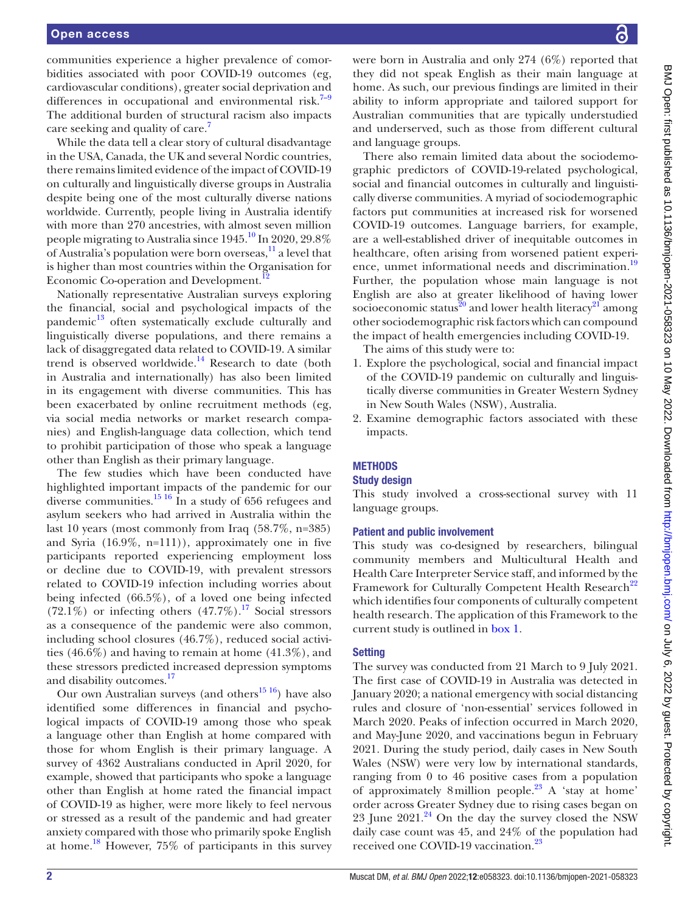communities experience a higher prevalence of comorbidities associated with poor COVID-19 outcomes (eg, cardiovascular conditions), greater social deprivation and differences in occupational and environmental risk.[7–9] The additional burden of structural racism also impacts care seeking and quality of care.[7]

While the data tell a clear story of cultural disadvantage in the USA, Canada, the UK and several Nordic countries, there remains limited evidence of the impact of COVID-19 on culturally and linguistically diverse groups in Australia despite being one of the most culturally diverse nations worldwide. Currently, people living in Australia identify with more than 270 ancestries, with almost seven million people migrating to Australia since 1945.[10] In 2020, 29.8% of Australia's population were born overseas,[11] a level that is higher than most countries within the Organisation for Economic Co-operation and Development.[12]

Nationally representative Australian surveys exploring the financial, social and psychological impacts of the pandemic[13] often systematically exclude culturally and linguistically diverse populations, and there remains a lack of disaggregated data related to COVID-19. A similar trend is observed worldwide.[14] Research to date (both in Australia and internationally) has also been limited in its engagement with diverse communities. This has been exacerbated by online recruitment methods (eg, via social media networks or market research companies) and English-language data collection, which tend to prohibit participation of those who speak a language other than English as their primary language.

The few studies which have been conducted have highlighted important impacts of the pandemic for our diverse communities.[15 16] In a study of 656 refugees and asylum seekers who had arrived in Australia within the last 10 years (most commonly from Iraq (58.7%, n=385) and Syria (16.9%, n=111)), approximately one in five participants reported experiencing employment loss or decline due to COVID-19, with prevalent stressors related to COVID-19 infection including worries about being infected (66.5%), of a loved one being infected (72.1%) or infecting others (47.7%).[17] Social stressors as a consequence of the pandemic were also common, including school closures (46.7%), reduced social activities (46.6%) and having to remain at home (41.3%), and these stressors predicted increased depression symptoms and disability outcomes.[17]

Our own Australian surveys (and others[15 16]) have also identified some differences in financial and psychological impacts of COVID-19 among those who speak a language other than English at home compared with those for whom English is their primary language. A survey of 4362 Australians conducted in April 2020, for example, showed that participants who spoke a language other than English at home rated the financial impact of COVID-19 as higher, were more likely to feel nervous or stressed as a result of the pandemic and had greater anxiety compared with those who primarily spoke English at home.[18] However, 75% of participants in this survey were born in Australia and only 274 (6%) reported that they did not speak English as their main language at home. As such, our previous findings are limited in their ability to inform appropriate and tailored support for Australian communities that are typically understudied and underserved, such as those from different cultural and language groups.

There also remain limited data about the sociodemographic predictors of COVID-19-related psychological, social and financial outcomes in culturally and linguistically diverse communities. A myriad of sociodemographic factors put communities at increased risk for worsened COVID-19 outcomes. Language barriers, for example, are a well-established driver of inequitable outcomes in healthcare, often arising from worsened patient experience, unmet informational needs and discrimination.[19] Further, the population whose main language is not English are also at greater likelihood of having lower socioeconomic status[20] and lower health literacy[21] among other sociodemographic risk factors which can compound the impact of health emergencies including COVID-19.

The aims of this study were to:

1. Explore the psychological, social and financial impact of the COVID-19 pandemic on culturally and linguistically diverse communities in Greater Western Sydney in New South Wales (NSW), Australia.
2. Examine demographic factors associated with these impacts.

## METHODS

### Study design

This study involved a cross-sectional survey with 11 language groups.

### Patient and public involvement

This study was co-designed by researchers, bilingual community members and Multicultural Health and Health Care Interpreter Service staff, and informed by the Framework for Culturally Competent Health Research[22] which identifies four components of culturally competent health research. The application of this Framework to the current study is outlined in box 1.

### Setting

The survey was conducted from 21 March to 9 July 2021. The first case of COVID-19 in Australia was detected in January 2020; a national emergency with social distancing rules and closure of 'non-essential' services followed in March 2020. Peaks of infection occurred in March 2020, and May-June 2020, and vaccinations begun in February 2021. During the study period, daily cases in New South Wales (NSW) were very low by international standards, ranging from 0 to 46 positive cases from a population of approximately 8 million people.[23] A 'stay at home' order across Greater Sydney due to rising cases began on 23 June 2021.[24] On the day the survey closed the NSW daily case count was 45, and 24% of the population had received one COVID-19 vaccination.[23]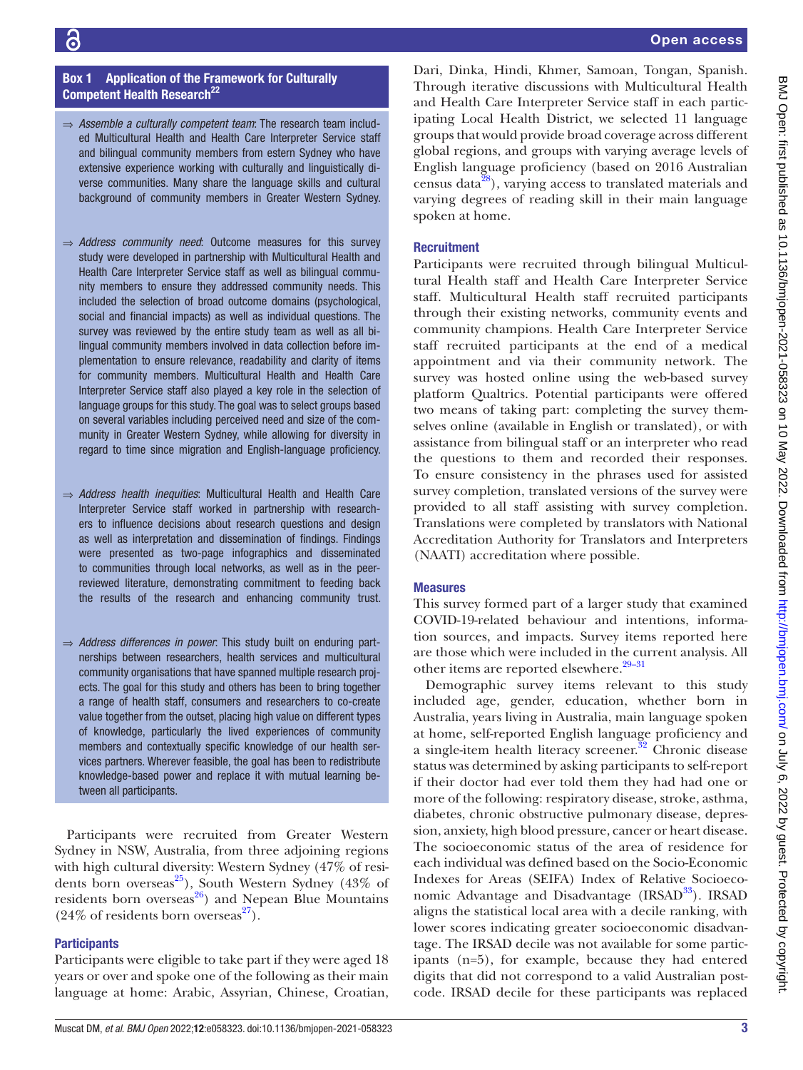**Box 1 Application of the Framework for Culturally Competent Health Research[22]**

- ⇒ *Assemble a culturally competent team*: The research team included Multicultural Health and Health Care Interpreter Service staff and bilingual community members from estern Sydney who have extensive experience working with culturally and linguistically diverse communities. Many share the language skills and cultural background of community members in Greater Western Sydney.
- ⇒ *Address community need*: Outcome measures for this survey study were developed in partnership with Multicultural Health and Health Care Interpreter Service staff as well as bilingual community members to ensure they addressed community needs. This included the selection of broad outcome domains (psychological, social and financial impacts) as well as individual questions. The survey was reviewed by the entire study team as well as all bilingual community members involved in data collection before implementation to ensure relevance, readability and clarity of items for community members. Multicultural Health and Health Care Interpreter Service staff also played a key role in the selection of language groups for this study. The goal was to select groups based on several variables including perceived need and size of the community in Greater Western Sydney, while allowing for diversity in regard to time since migration and English-language proficiency.
- ⇒ *Address health inequities*: Multicultural Health and Health Care Interpreter Service staff worked in partnership with researchers to influence decisions about research questions and design as well as interpretation and dissemination of findings. Findings were presented as two-page infographics and disseminated to communities through local networks, as well as in the peer-reviewed literature, demonstrating commitment to feeding back the results of the research and enhancing community trust.
- ⇒ *Address differences in power*: This study built on enduring partnerships between researchers, health services and multicultural community organisations that have spanned multiple research projects. The goal for this study and others has been to bring together a range of health staff, consumers and researchers to co-create value together from the outset, placing high value on different types of knowledge, particularly the lived experiences of community members and contextually specific knowledge of our health services partners. Wherever feasible, the goal has been to redistribute knowledge-based power and replace it with mutual learning between all participants.

Participants were recruited from Greater Western Sydney in NSW, Australia, from three adjoining regions with high cultural diversity: Western Sydney (47% of residents born overseas[25]), South Western Sydney (43% of residents born overseas[26]) and Nepean Blue Mountains (24% of residents born overseas[27]).

## Participants

Participants were eligible to take part if they were aged 18 years or over and spoke one of the following as their main language at home: Arabic, Assyrian, Chinese, Croatian, Dari, Dinka, Hindi, Khmer, Samoan, Tongan, Spanish. Through iterative discussions with Multicultural Health and Health Care Interpreter Service staff in each participating Local Health District, we selected 11 language groups that would provide broad coverage across different global regions, and groups with varying average levels of English language proficiency (based on 2016 Australian census data[28]), varying access to translated materials and varying degrees of reading skill in their main language spoken at home.

## Recruitment

Participants were recruited through bilingual Multicultural Health staff and Health Care Interpreter Service staff. Multicultural Health staff recruited participants through their existing networks, community events and community champions. Health Care Interpreter Service staff recruited participants at the end of a medical appointment and via their community network. The survey was hosted online using the web-based survey platform Qualtrics. Potential participants were offered two means of taking part: completing the survey themselves online (available in English or translated), or with assistance from bilingual staff or an interpreter who read the questions to them and recorded their responses. To ensure consistency in the phrases used for assisted survey completion, translated versions of the survey were provided to all staff assisting with survey completion. Translations were completed by translators with National Accreditation Authority for Translators and Interpreters (NAATI) accreditation where possible.

## Measures

This survey formed part of a larger study that examined COVID-19-related behaviour and intentions, information sources, and impacts. Survey items reported here are those which were included in the current analysis. All other items are reported elsewhere.[29–31]

Demographic survey items relevant to this study included age, gender, education, whether born in Australia, years living in Australia, main language spoken at home, self-reported English language proficiency and a single-item health literacy screener.[32] Chronic disease status was determined by asking participants to self-report if their doctor had ever told them they had had one or more of the following: respiratory disease, stroke, asthma, diabetes, chronic obstructive pulmonary disease, depression, anxiety, high blood pressure, cancer or heart disease. The socioeconomic status of the area of residence for each individual was defined based on the Socio-Economic Indexes for Areas (SEIFA) Index of Relative Socioeconomic Advantage and Disadvantage (IRSAD[33]). IRSAD aligns the statistical local area with a decile ranking, with lower scores indicating greater socioeconomic disadvantage. The IRSAD decile was not available for some participants (n=5), for example, because they had entered digits that did not correspond to a valid Australian postcode. IRSAD decile for these participants was replaced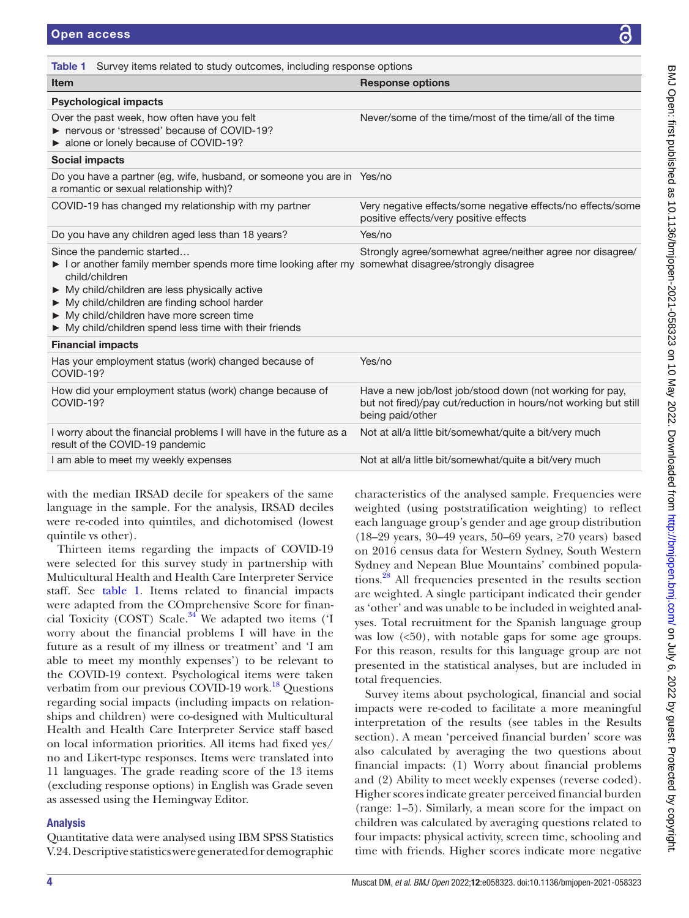**Table 1** Survey items related to study outcomes, including response options

| Item | Response options |
|---|---|
| **Psychological impacts** | |
| Over the past week, how often have you felt<br>► nervous or 'stressed' because of COVID-19?<br>► alone or lonely because of COVID-19? | Never/some of the time/most of the time/all of the time |
| **Social impacts** | |
| Do you have a partner (eg, wife, husband, or someone you are in a romantic or sexual relationship with)? | Yes/no |
| COVID-19 has changed my relationship with my partner | Very negative effects/some negative effects/no effects/some positive effects/very positive effects |
| Do you have any children aged less than 18 years? | Yes/no |
| Since the pandemic started…<br>► I or another family member spends more time looking after my child/children<br>► My child/children are less physically active<br>► My child/children are finding school harder<br>► My child/children have more screen time<br>► My child/children spend less time with their friends | Strongly agree/somewhat agree/neither agree nor disagree/somewhat disagree/strongly disagree |
| **Financial impacts** | |
| Has your employment status (work) changed because of COVID-19? | Yes/no |
| How did your employment status (work) change because of COVID-19? | Have a new job/lost job/stood down (not working for pay, but not fired)/pay cut/reduction in hours/not working but still being paid/other |
| I worry about the financial problems I will have in the future as a result of the COVID-19 pandemic | Not at all/a little bit/somewhat/quite a bit/very much |
| I am able to meet my weekly expenses | Not at all/a little bit/somewhat/quite a bit/very much |

with the median IRSAD decile for speakers of the same language in the sample. For the analysis, IRSAD deciles were re-coded into quintiles, and dichotomised (lowest quintile vs other).

Thirteen items regarding the impacts of COVID-19 were selected for this survey study in partnership with Multicultural Health and Health Care Interpreter Service staff. See table 1. Items related to financial impacts were adapted from the COmprehensive Score for financial Toxicity (COST) Scale.[34] We adapted two items ('I worry about the financial problems I will have in the future as a result of my illness or treatment' and 'I am able to meet my monthly expenses') to be relevant to the COVID-19 context. Psychological items were taken verbatim from our previous COVID-19 work.[18] Questions regarding social impacts (including impacts on relationships and children) were co-designed with Multicultural Health and Health Care Interpreter Service staff based on local information priorities. All items had fixed yes/no and Likert-type responses. Items were translated into 11 languages. The grade reading score of the 13 items (excluding response options) in English was Grade seven as assessed using the Hemingway Editor.

## Analysis

Quantitative data were analysed using IBM SPSS Statistics V.24. Descriptive statistics were generated for demographic characteristics of the analysed sample. Frequencies were weighted (using poststratification weighting) to reflect each language group's gender and age group distribution (18–29 years, 30–49 years, 50–69 years, ≥70 years) based on 2016 census data for Western Sydney, South Western Sydney and Nepean Blue Mountains' combined populations.[28] All frequencies presented in the results section are weighted. A single participant indicated their gender as 'other' and was unable to be included in weighted analyses. Total recruitment for the Spanish language group was low (<50), with notable gaps for some age groups. For this reason, results for this language group are not presented in the statistical analyses, but are included in total frequencies.

Survey items about psychological, financial and social impacts were re-coded to facilitate a more meaningful interpretation of the results (see tables in the Results section). A mean 'perceived financial burden' score was also calculated by averaging the two questions about financial impacts: (1) Worry about financial problems and (2) Ability to meet weekly expenses (reverse coded). Higher scores indicate greater perceived financial burden (range: 1–5). Similarly, a mean score for the impact on children was calculated by averaging questions related to four impacts: physical activity, screen time, schooling and time with friends. Higher scores indicate more negative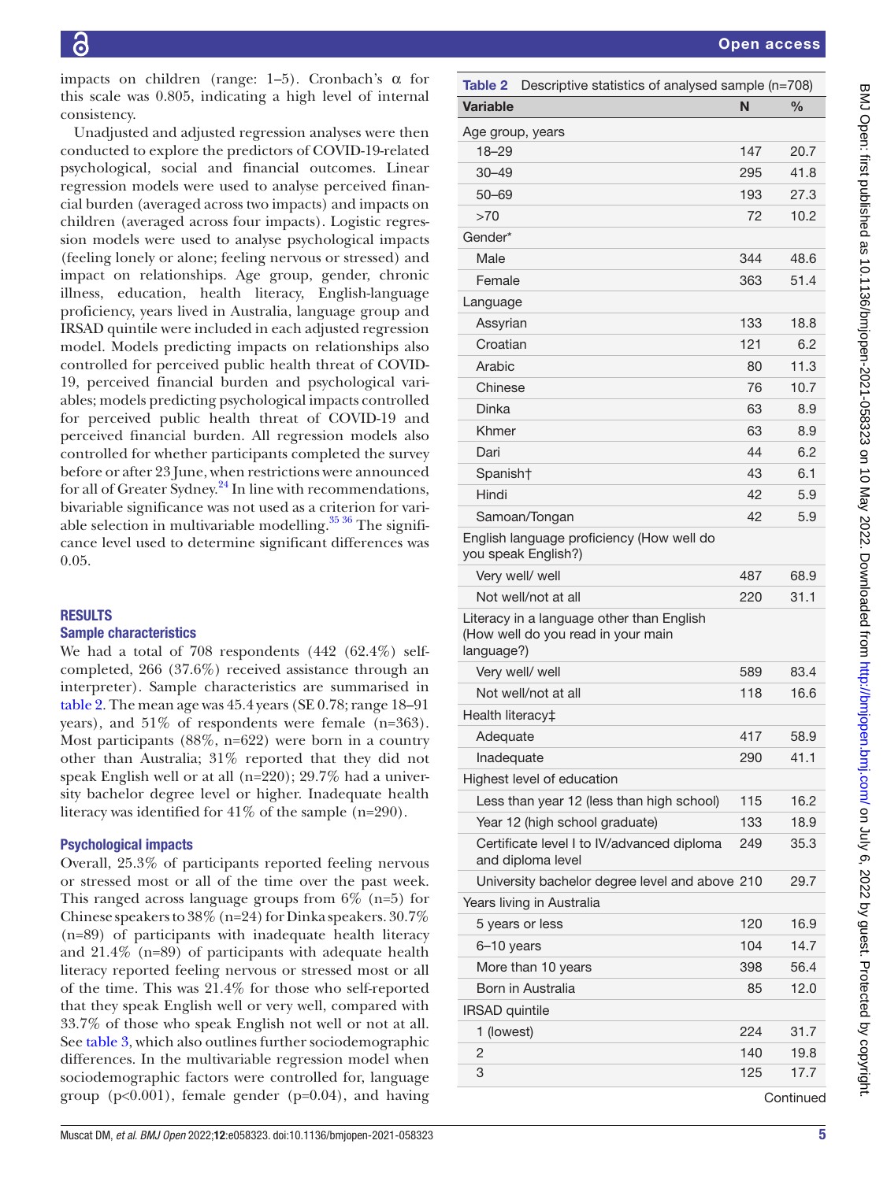impacts on children (range: 1–5). Cronbach's α for this scale was 0.805, indicating a high level of internal consistency.

Unadjusted and adjusted regression analyses were then conducted to explore the predictors of COVID-19-related psychological, social and financial outcomes. Linear regression models were used to analyse perceived financial burden (averaged across two impacts) and impacts on children (averaged across four impacts). Logistic regression models were used to analyse psychological impacts (feeling lonely or alone; feeling nervous or stressed) and impact on relationships. Age group, gender, chronic illness, education, health literacy, English-language proficiency, years lived in Australia, language group and IRSAD quintile were included in each adjusted regression model. Models predicting impacts on relationships also controlled for perceived public health threat of COVID-19, perceived financial burden and psychological variables; models predicting psychological impacts controlled for perceived public health threat of COVID-19 and perceived financial burden. All regression models also controlled for whether participants completed the survey before or after 23 June, when restrictions were announced for all of Greater Sydney.[24] In line with recommendations, bivariable significance was not used as a criterion for variable selection in multivariable modelling.[35 36] The significance level used to determine significant differences was 0.05.

## RESULTS

### Sample characteristics

We had a total of 708 respondents (442 (62.4%) self-completed, 266 (37.6%) received assistance through an interpreter). Sample characteristics are summarised in table 2. The mean age was 45.4 years (SE 0.78; range 18–91 years), and 51% of respondents were female (n=363). Most participants (88%, n=622) were born in a country other than Australia; 31% reported that they did not speak English well or at all (n=220); 29.7% had a university bachelor degree level or higher. Inadequate health literacy was identified for 41% of the sample (n=290).

### Psychological impacts

Overall, 25.3% of participants reported feeling nervous or stressed most or all of the time over the past week. This ranged across language groups from 6% (n=5) for Chinese speakers to 38% (n=24) for Dinka speakers. 30.7% (n=89) of participants with inadequate health literacy and 21.4% (n=89) of participants with adequate health literacy reported feeling nervous or stressed most or all of the time. This was 21.4% for those who self-reported that they speak English well or very well, compared with 33.7% of those who speak English not well or not at all. See table 3, which also outlines further sociodemographic differences. In the multivariable regression model when sociodemographic factors were controlled for, language group (p<0.001), female gender (p=0.04), and having

**Table 2** Descriptive statistics of analysed sample (n=708)

| Variable | N | % |
|---|---|---|
| Age group, years | | |
| 18–29 | 147 | 20.7 |
| 30–49 | 295 | 41.8 |
| 50–69 | 193 | 27.3 |
| >70 | 72 | 10.2 |
| Gender* | | |
| Male | 344 | 48.6 |
| Female | 363 | 51.4 |
| Language | | |
| Assyrian | 133 | 18.8 |
| Croatian | 121 | 6.2 |
| Arabic | 80 | 11.3 |
| Chinese | 76 | 10.7 |
| Dinka | 63 | 8.9 |
| Khmer | 63 | 8.9 |
| Dari | 44 | 6.2 |
| Spanish† | 43 | 6.1 |
| Hindi | 42 | 5.9 |
| Samoan/Tongan | 42 | 5.9 |
| English language proficiency (How well do you speak English?) | | |
| Very well/ well | 487 | 68.9 |
| Not well/not at all | 220 | 31.1 |
| Literacy in a language other than English (How well do you read in your main language?) | | |
| Very well/ well | 589 | 83.4 |
| Not well/not at all | 118 | 16.6 |
| Health literacy‡ | | |
| Adequate | 417 | 58.9 |
| Inadequate | 290 | 41.1 |
| Highest level of education | | |
| Less than year 12 (less than high school) | 115 | 16.2 |
| Year 12 (high school graduate) | 133 | 18.9 |
| Certificate level I to IV/advanced diploma and diploma level | 249 | 35.3 |
| University bachelor degree level and above | 210 | 29.7 |
| Years living in Australia | | |
| 5 years or less | 120 | 16.9 |
| 6–10 years | 104 | 14.7 |
| More than 10 years | 398 | 56.4 |
| Born in Australia | 85 | 12.0 |
| IRSAD quintile | | |
| 1 (lowest) | 224 | 31.7 |
| 2 | 140 | 19.8 |
| 3 | 125 | 17.7 |

Continued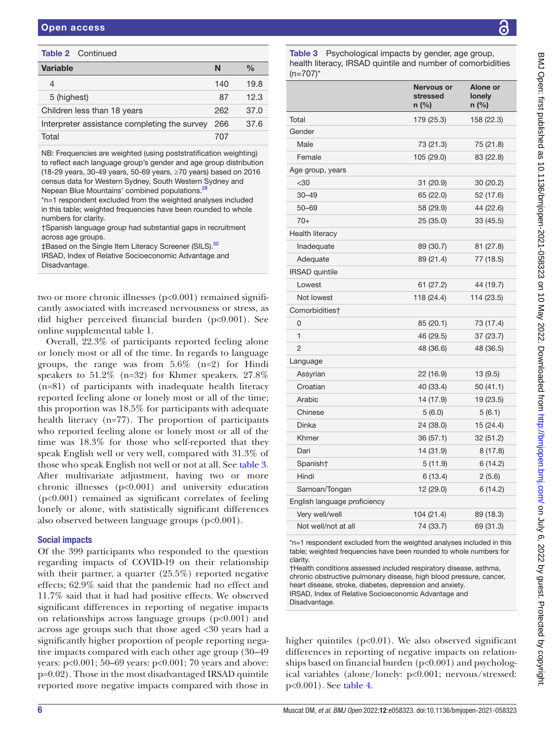**Table 2** Continued

| Variable | N | % |
|---|---|---|
| 4 | 140 | 19.8 |
| 5 (highest) | 87 | 12.3 |
| Children less than 18 years | 262 | 37.0 |
| Interpreter assistance completing the survey | 266 | 37.6 |
| Total | 707 | |

NB: Frequencies are weighted (using poststratification weighting) to reflect each language group's gender and age group distribution (18-29 years, 30-49 years, 50-69 years, ≥70 years) based on 2016 census data for Western Sydney, South Western Sydney and Nepean Blue Mountains' combined populations.[28]
*n=1 respondent excluded from the weighted analyses included in this table; weighted frequencies have been rounded to whole numbers for clarity.
†Spanish language group had substantial gaps in recruitment across age groups.
‡Based on the Single Item Literacy Screener (SILS).[32]
IRSAD, Index of Relative Socioeconomic Advantage and Disadvantage.

two or more chronic illnesses (p<0.001) remained significantly associated with increased nervousness or stress, as did higher perceived financial burden (p<0.001). See online supplemental table 1.

Overall, 22.3% of participants reported feeling alone or lonely most or all of the time. In regards to language groups, the range was from 5.6% (n=2) for Hindi speakers to 51.2% (n=32) for Khmer speakers. 27.8% (n=81) of participants with inadequate health literacy reported feeling alone or lonely most or all of the time; this proportion was 18.5% for participants with adequate health literacy (n=77). The proportion of participants who reported feeling alone or lonely most or all of the time was 18.3% for those who self-reported that they speak English well or very well, compared with 31.3% of those who speak English not well or not at all. See table 3. After multivariate adjustment, having two or more chronic illnesses (p<0.001) and university education (p<0.001) remained as significant correlates of feeling lonely or alone, with statistically significant differences also observed between language groups (p<0.001).

### Social impacts

Of the 399 participants who responded to the question regarding impacts of COVID-19 on their relationship with their partner, a quarter (25.5%) reported negative effects; 62.9% said that the pandemic had no effect and 11.7% said that it had had positive effects. We observed significant differences in reporting of negative impacts on relationships across language groups (p<0.001) and across age groups such that those aged <30 years had a significantly higher proportion of people reporting negative impacts compared with each other age group (30–49 years: p<0.001; 50–69 years: p<0.001; 70 years and above: p=0.02). Those in the most disadvantaged IRSAD quintile reported more negative impacts compared with those in higher quintiles (p<0.01). We also observed significant differences in reporting of negative impacts on relationships based on financial burden (p<0.001) and psychological variables (alone/lonely: p<0.001; nervous/stressed: p<0.001). See table 4.

**Table 3** Psychological impacts by gender, age group, health literacy, IRSAD quintile and number of comorbidities (n=707)*

| | Nervous or stressed n (%) | Alone or lonely n (%) |
|---|---|---|
| Total | 179 (25.3) | 158 (22.3) |
| Gender | | |
| Male | 73 (21.3) | 75 (21.8) |
| Female | 105 (29.0) | 83 (22.8) |
| Age group, years | | |
| <30 | 31 (20.9) | 30 (20.2) |
| 30–49 | 65 (22.0) | 52 (17.6) |
| 50–69 | 58 (29.9) | 44 (22.6) |
| 70+ | 25 (35.0) | 33 (45.5) |
| Health literacy | | |
| Inadequate | 89 (30.7) | 81 (27.8) |
| Adequate | 89 (21.4) | 77 (18.5) |
| IRSAD quintile | | |
| Lowest | 61 (27.2) | 44 (19.7) |
| Not lowest | 118 (24.4) | 114 (23.5) |
| Comorbidities† | | |
| 0 | 85 (20.1) | 73 (17.4) |
| 1 | 46 (29.5) | 37 (23.7) |
| 2 | 48 (36.6) | 48 (36.5) |
| Language | | |
| Assyrian | 22 (16.9) | 13 (9.5) |
| Croatian | 40 (33.4) | 50 (41.1) |
| Arabic | 14 (17.9) | 19 (23.5) |
| Chinese | 5 (6.0) | 5 (6.1) |
| Dinka | 24 (38.0) | 15 (24.4) |
| Khmer | 36 (57.1) | 32 (51.2) |
| Dari | 14 (31.9) | 8 (17.8) |
| Spanish† | 5 (11.9) | 6 (14.2) |
| Hindi | 6 (13.4) | 2 (5.6) |
| Samoan/Tongan | 12 (29.0) | 6 (14.2) |
| English language proficiency | | |
| Very well/well | 104 (21.4) | 89 (18.3) |
| Not well/not at all | 74 (33.7) | 69 (31.3) |

*n=1 respondent excluded from the weighted analyses included in this table; weighted frequencies have been rounded to whole numbers for clarity.
†Health conditions assessed included respiratory disease, asthma, chronic obstructive pulmonary disease, high blood pressure, cancer, heart disease, stroke, diabetes, depression and anxiety.
IRSAD, Index of Relative Socioeconomic Advantage and Disadvantage.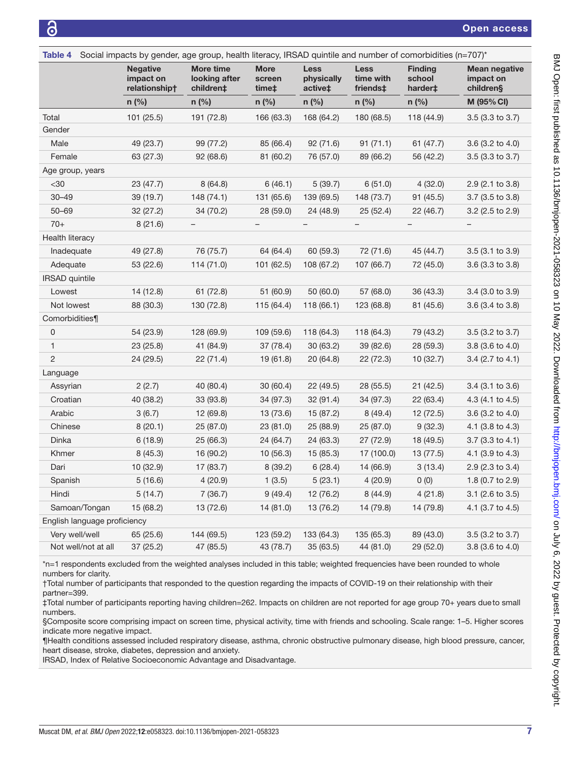**Table 4** Social impacts by gender, age group, health literacy, IRSAD quintile and number of comorbidities (n=707)*

| | Negative impact on relationship† | More time looking after children‡ | More screen time‡ | Less physically active‡ | Less time with friends‡ | Finding school harder‡ | Mean negative impact on children§ |
|---|---|---|---|---|---|---|---|
| | n (%) | n (%) | n (%) | n (%) | n (%) | n (%) | M (95% CI) |
| Total | 101 (25.5) | 191 (72.8) | 166 (63.3) | 168 (64.2) | 180 (68.5) | 118 (44.9) | 3.5 (3.3 to 3.7) |
| Gender | | | | | | | |
| Male | 49 (23.7) | 99 (77.2) | 85 (66.4) | 92 (71.6) | 91 (71.1) | 61 (47.7) | 3.6 (3.2 to 4.0) |
| Female | 63 (27.3) | 92 (68.6) | 81 (60.2) | 76 (57.0) | 89 (66.2) | 56 (42.2) | 3.5 (3.3 to 3.7) |
| Age group, years | | | | | | | |
| <30 | 23 (47.7) | 8 (64.8) | 6 (46.1) | 5 (39.7) | 6 (51.0) | 4 (32.0) | 2.9 (2.1 to 3.8) |
| 30–49 | 39 (19.7) | 148 (74.1) | 131 (65.6) | 139 (69.5) | 148 (73.7) | 91 (45.5) | 3.7 (3.5 to 3.8) |
| 50–69 | 32 (27.2) | 34 (70.2) | 28 (59.0) | 24 (48.9) | 25 (52.4) | 22 (46.7) | 3.2 (2.5 to 2.9) |
| 70+ | 8 (21.6) | – | – | – | – | – | – |
| Health literacy | | | | | | | |
| Inadequate | 49 (27.8) | 76 (75.7) | 64 (64.4) | 60 (59.3) | 72 (71.6) | 45 (44.7) | 3.5 (3.1 to 3.9) |
| Adequate | 53 (22.6) | 114 (71.0) | 101 (62.5) | 108 (67.2) | 107 (66.7) | 72 (45.0) | 3.6 (3.3 to 3.8) |
| IRSAD quintile | | | | | | | |
| Lowest | 14 (12.8) | 61 (72.8) | 51 (60.9) | 50 (60.0) | 57 (68.0) | 36 (43.3) | 3.4 (3.0 to 3.9) |
| Not lowest | 88 (30.3) | 130 (72.8) | 115 (64.4) | 118 (66.1) | 123 (68.8) | 81 (45.6) | 3.6 (3.4 to 3.8) |
| Comorbidities¶ | | | | | | | |
| 0 | 54 (23.9) | 128 (69.9) | 109 (59.6) | 118 (64.3) | 118 (64.3) | 79 (43.2) | 3.5 (3.2 to 3.7) |
| 1 | 23 (25.8) | 41 (84.9) | 37 (78.4) | 30 (63.2) | 39 (82.6) | 28 (59.3) | 3.8 (3.6 to 4.0) |
| 2 | 24 (29.5) | 22 (71.4) | 19 (61.8) | 20 (64.8) | 22 (72.3) | 10 (32.7) | 3.4 (2.7 to 4.1) |
| Language | | | | | | | |
| Assyrian | 2 (2.7) | 40 (80.4) | 30 (60.4) | 22 (49.5) | 28 (55.5) | 21 (42.5) | 3.4 (3.1 to 3.6) |
| Croatian | 40 (38.2) | 33 (93.8) | 34 (97.3) | 32 (91.4) | 34 (97.3) | 22 (63.4) | 4.3 (4.1 to 4.5) |
| Arabic | 3 (6.7) | 12 (69.8) | 13 (73.6) | 15 (87.2) | 8 (49.4) | 12 (72.5) | 3.6 (3.2 to 4.0) |
| Chinese | 8 (20.1) | 25 (87.0) | 23 (81.0) | 25 (88.9) | 25 (87.0) | 9 (32.3) | 4.1 (3.8 to 4.3) |
| Dinka | 6 (18.9) | 25 (66.3) | 24 (64.7) | 24 (63.3) | 27 (72.9) | 18 (49.5) | 3.7 (3.3 to 4.1) |
| Khmer | 8 (45.3) | 16 (90.2) | 10 (56.3) | 15 (85.3) | 17 (100.0) | 13 (77.5) | 4.1 (3.9 to 4.3) |
| Dari | 10 (32.9) | 17 (83.7) | 8 (39.2) | 6 (28.4) | 14 (66.9) | 3 (13.4) | 2.9 (2.3 to 3.4) |
| Spanish | 5 (16.6) | 4 (20.9) | 1 (3.5) | 5 (23.1) | 4 (20.9) | 0 (0) | 1.8 (0.7 to 2.9) |
| Hindi | 5 (14.7) | 7 (36.7) | 9 (49.4) | 12 (76.2) | 8 (44.9) | 4 (21.8) | 3.1 (2.6 to 3.5) |
| Samoan/Tongan | 15 (68.2) | 13 (72.6) | 14 (81.0) | 13 (76.2) | 14 (79.8) | 14 (79.8) | 4.1 (3.7 to 4.5) |
| English language proficiency | | | | | | | |
| Very well/well | 65 (25.6) | 144 (69.5) | 123 (59.2) | 133 (64.3) | 135 (65.3) | 89 (43.0) | 3.5 (3.2 to 3.7) |
| Not well/not at all | 37 (25.2) | 47 (85.5) | 43 (78.7) | 35 (63.5) | 44 (81.0) | 29 (52.0) | 3.8 (3.6 to 4.0) |

*n=1 respondents excluded from the weighted analyses included in this table; weighted frequencies have been rounded to whole numbers for clarity.
†Total number of participants that responded to the question regarding the impacts of COVID-19 on their relationship with their partner=399.
‡Total number of participants reporting having children=262. Impacts on children are not reported for age group 70+ years due to small numbers.
§Composite score comprising impact on screen time, physical activity, time with friends and schooling. Scale range: 1–5. Higher scores indicate more negative impact.
¶Health conditions assessed included respiratory disease, asthma, chronic obstructive pulmonary disease, high blood pressure, cancer, heart disease, stroke, diabetes, depression and anxiety.
IRSAD, Index of Relative Socioeconomic Advantage and Disadvantage.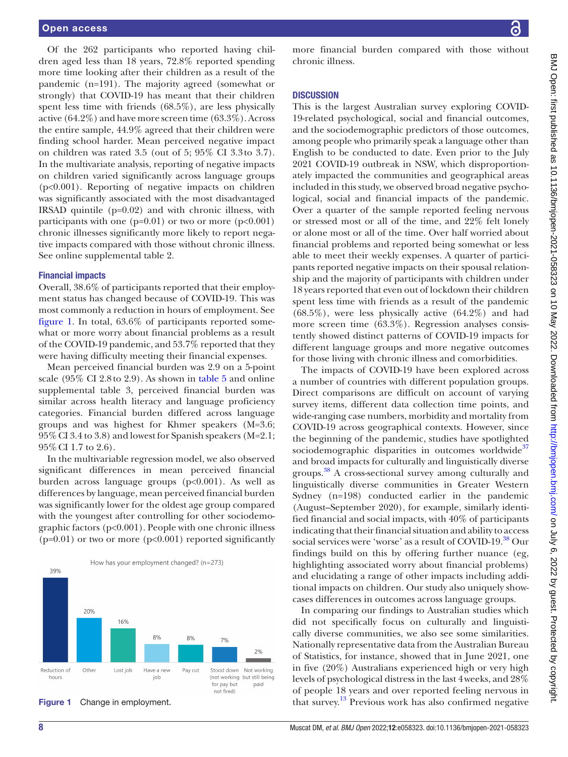Of the 262 participants who reported having children aged less than 18 years, 72.8% reported spending more time looking after their children as a result of the pandemic (n=191). The majority agreed (somewhat or strongly) that COVID-19 has meant that their children spent less time with friends (68.5%), are less physically active (64.2%) and have more screen time (63.3%). Across the entire sample, 44.9% agreed that their children were finding school harder. Mean perceived negative impact on children was rated 3.5 (out of 5; 95% CI 3.3 to 3.7). In the multivariate analysis, reporting of negative impacts on children varied significantly across language groups (p<0.001). Reporting of negative impacts on children was significantly associated with the most disadvantaged IRSAD quintile (p=0.02) and with chronic illness, with participants with one (p=0.01) or two or more (p<0.001) chronic illnesses significantly more likely to report negative impacts compared with those without chronic illness. See online supplemental table 2.

### Financial impacts

Overall, 38.6% of participants reported that their employment status has changed because of COVID-19. This was most commonly a reduction in hours of employment. See figure 1. In total, 63.6% of participants reported somewhat or more worry about financial problems as a result of the COVID-19 pandemic, and 53.7% reported that they were having difficulty meeting their financial expenses.

Mean perceived financial burden was 2.9 on a 5-point scale (95% CI 2.8 to 2.9). As shown in table 5 and online supplemental table 3, perceived financial burden was similar across health literacy and language proficiency categories. Financial burden differed across language groups and was highest for Khmer speakers (M=3.6; 95% CI 3.4 to 3.8) and lowest for Spanish speakers (M=2.1; 95% CI 1.7 to 2.6).

In the multivariable regression model, we also observed significant differences in mean perceived financial burden across language groups (p<0.001). As well as differences by language, mean perceived financial burden was significantly lower for the oldest age group compared with the youngest after controlling for other sociodemographic factors (p<0.001). People with one chronic illness (p=0.01) or two or more (p<0.001) reported significantly more financial burden compared with those without chronic illness.

How has your employment changed? (n=273)

| Change | % |
|---|---|
| Reduction of hours | 39% |
| Other | 20% |
| Lost job | 16% |
| Have a new job | 8% |
| Pay cut | 8% |
| Stood down (not working for pay but not fired) | 7% |
| Not working but still being paid | 2% |

**Figure 1** Change in employment.

## DISCUSSION

This is the largest Australian survey exploring COVID-19-related psychological, social and financial outcomes, and the sociodemographic predictors of those outcomes, among people who primarily speak a language other than English to be conducted to date. Even prior to the July 2021 COVID-19 outbreak in NSW, which disproportionately impacted the communities and geographical areas included in this study, we observed broad negative psychological, social and financial impacts of the pandemic. Over a quarter of the sample reported feeling nervous or stressed most or all of the time, and 22% felt lonely or alone most or all of the time. Over half worried about financial problems and reported being somewhat or less able to meet their weekly expenses. A quarter of participants reported negative impacts on their spousal relationship and the majority of participants with children under 18 years reported that even out of lockdown their children spent less time with friends as a result of the pandemic (68.5%), were less physically active (64.2%) and had more screen time (63.3%). Regression analyses consistently showed distinct patterns of COVID-19 impacts for different language groups and more negative outcomes for those living with chronic illness and comorbidities.

The impacts of COVID-19 have been explored across a number of countries with different population groups. Direct comparisons are difficult on account of varying survey items, different data collection time points, and wide-ranging case numbers, morbidity and mortality from COVID-19 across geographical contexts. However, since the beginning of the pandemic, studies have spotlighted sociodemographic disparities in outcomes worldwide[37] and broad impacts for culturally and linguistically diverse groups.[38] A cross-sectional survey among culturally and linguistically diverse communities in Greater Western Sydney (n=198) conducted earlier in the pandemic (August–September 2020), for example, similarly identified financial and social impacts, with 40% of participants indicating that their financial situation and ability to access social services were 'worse' as a result of COVID-19.[38] Our findings build on this by offering further nuance (eg, highlighting associated worry about financial problems) and elucidating a range of other impacts including additional impacts on children. Our study also uniquely showcases differences in outcomes across language groups.

In comparing our findings to Australian studies which did not specifically focus on culturally and linguistically diverse communities, we also see some similarities. Nationally representative data from the Australian Bureau of Statistics, for instance, showed that in June 2021, one in five (20%) Australians experienced high or very high levels of psychological distress in the last 4 weeks, and 28% of people 18 years and over reported feeling nervous in that survey.[13] Previous work has also confirmed negative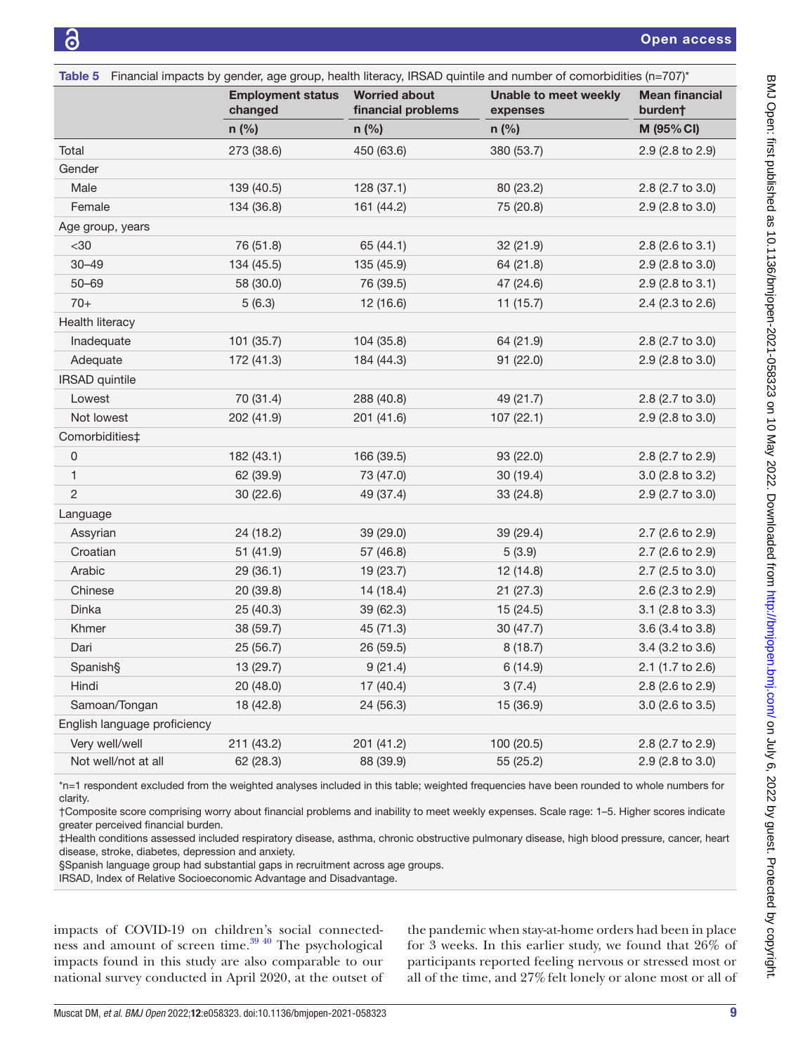**Table 5** Financial impacts by gender, age group, health literacy, IRSAD quintile and number of comorbidities (n=707)*

| | Employment status changed | Worried about financial problems | Unable to meet weekly expenses | Mean financial burden† |
|---|---|---|---|---|
| | n (%) | n (%) | n (%) | M (95% CI) |
| Total | 273 (38.6) | 450 (63.6) | 380 (53.7) | 2.9 (2.8 to 2.9) |
| Gender | | | | |
| Male | 139 (40.5) | 128 (37.1) | 80 (23.2) | 2.8 (2.7 to 3.0) |
| Female | 134 (36.8) | 161 (44.2) | 75 (20.8) | 2.9 (2.8 to 3.0) |
| Age group, years | | | | |
| <30 | 76 (51.8) | 65 (44.1) | 32 (21.9) | 2.8 (2.6 to 3.1) |
| 30–49 | 134 (45.5) | 135 (45.9) | 64 (21.8) | 2.9 (2.8 to 3.0) |
| 50–69 | 58 (30.0) | 76 (39.5) | 47 (24.6) | 2.9 (2.8 to 3.1) |
| 70+ | 5 (6.3) | 12 (16.6) | 11 (15.7) | 2.4 (2.3 to 2.6) |
| Health literacy | | | | |
| Inadequate | 101 (35.7) | 104 (35.8) | 64 (21.9) | 2.8 (2.7 to 3.0) |
| Adequate | 172 (41.3) | 184 (44.3) | 91 (22.0) | 2.9 (2.8 to 3.0) |
| IRSAD quintile | | | | |
| Lowest | 70 (31.4) | 288 (40.8) | 49 (21.7) | 2.8 (2.7 to 3.0) |
| Not lowest | 202 (41.9) | 201 (41.6) | 107 (22.1) | 2.9 (2.8 to 3.0) |
| Comorbidities‡ | | | | |
| 0 | 182 (43.1) | 166 (39.5) | 93 (22.0) | 2.8 (2.7 to 2.9) |
| 1 | 62 (39.9) | 73 (47.0) | 30 (19.4) | 3.0 (2.8 to 3.2) |
| 2 | 30 (22.6) | 49 (37.4) | 33 (24.8) | 2.9 (2.7 to 3.0) |
| Language | | | | |
| Assyrian | 24 (18.2) | 39 (29.0) | 39 (29.4) | 2.7 (2.6 to 2.9) |
| Croatian | 51 (41.9) | 57 (46.8) | 5 (3.9) | 2.7 (2.6 to 2.9) |
| Arabic | 29 (36.1) | 19 (23.7) | 12 (14.8) | 2.7 (2.5 to 3.0) |
| Chinese | 20 (39.8) | 14 (18.4) | 21 (27.3) | 2.6 (2.3 to 2.9) |
| Dinka | 25 (40.3) | 39 (62.3) | 15 (24.5) | 3.1 (2.8 to 3.3) |
| Khmer | 38 (59.7) | 45 (71.3) | 30 (47.7) | 3.6 (3.4 to 3.8) |
| Dari | 25 (56.7) | 26 (59.5) | 8 (18.7) | 3.4 (3.2 to 3.6) |
| Spanish§ | 13 (29.7) | 9 (21.4) | 6 (14.9) | 2.1 (1.7 to 2.6) |
| Hindi | 20 (48.0) | 17 (40.4) | 3 (7.4) | 2.8 (2.6 to 2.9) |
| Samoan/Tongan | 18 (42.8) | 24 (56.3) | 15 (36.9) | 3.0 (2.6 to 3.5) |
| English language proficiency | | | | |
| Very well/well | 211 (43.2) | 201 (41.2) | 100 (20.5) | 2.8 (2.7 to 2.9) |
| Not well/not at all | 62 (28.3) | 88 (39.9) | 55 (25.2) | 2.9 (2.8 to 3.0) |

*n=1 respondent excluded from the weighted analyses included in this table; weighted frequencies have been rounded to whole numbers for clarity.
†Composite score comprising worry about financial problems and inability to meet weekly expenses. Scale rage: 1–5. Higher scores indicate greater perceived financial burden.
‡Health conditions assessed included respiratory disease, asthma, chronic obstructive pulmonary disease, high blood pressure, cancer, heart disease, stroke, diabetes, depression and anxiety.
§Spanish language group had substantial gaps in recruitment across age groups.
IRSAD, Index of Relative Socioeconomic Advantage and Disadvantage.

impacts of COVID-19 on children's social connectedness and amount of screen time.[39 40] The psychological impacts found in this study are also comparable to our national survey conducted in April 2020, at the outset of the pandemic when stay-at-home orders had been in place for 3 weeks. In this earlier study, we found that 26% of participants reported feeling nervous or stressed most or all of the time, and 27% felt lonely or alone most or all of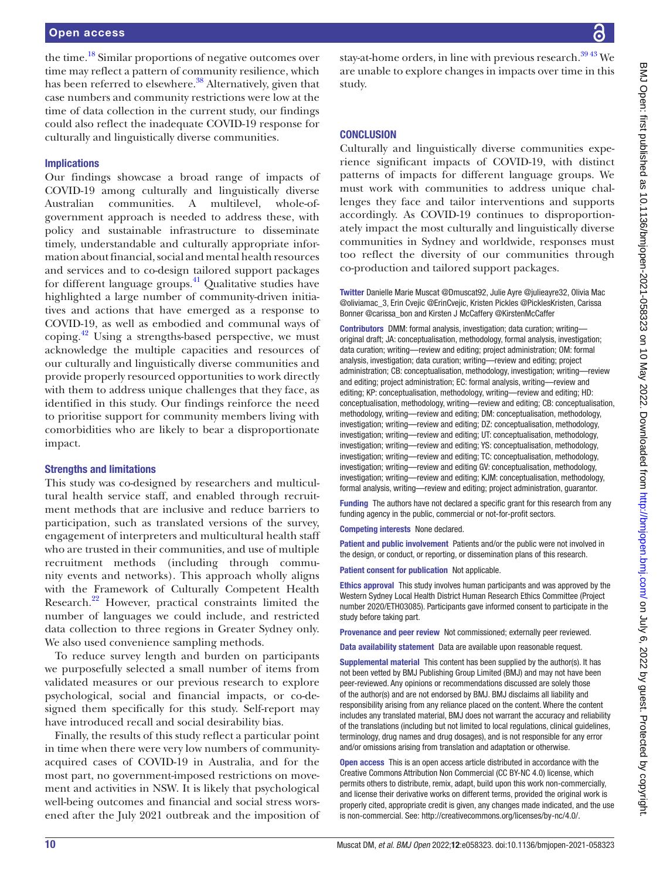the time.[18] Similar proportions of negative outcomes over time may reflect a pattern of community resilience, which has been referred to elsewhere.[38] Alternatively, given that case numbers and community restrictions were low at the time of data collection in the current study, our findings could also reflect the inadequate COVID-19 response for culturally and linguistically diverse communities.

### Implications

Our findings showcase a broad range of impacts of COVID-19 among culturally and linguistically diverse Australian communities. A multilevel, whole-of-government approach is needed to address these, with policy and sustainable infrastructure to disseminate timely, understandable and culturally appropriate information about financial, social and mental health resources and services and to co-design tailored support packages for different language groups.[41] Qualitative studies have highlighted a large number of community-driven initiatives and actions that have emerged as a response to COVID-19, as well as embodied and communal ways of coping.[42] Using a strengths-based perspective, we must acknowledge the multiple capacities and resources of our culturally and linguistically diverse communities and provide properly resourced opportunities to work directly with them to address unique challenges that they face, as identified in this study. Our findings reinforce the need to prioritise support for community members living with comorbidities who are likely to bear a disproportionate impact.

### Strengths and limitations

This study was co-designed by researchers and multicultural health service staff, and enabled through recruitment methods that are inclusive and reduce barriers to participation, such as translated versions of the survey, engagement of interpreters and multicultural health staff who are trusted in their communities, and use of multiple recruitment methods (including through community events and networks). This approach wholly aligns with the Framework of Culturally Competent Health Research.[22] However, practical constraints limited the number of languages we could include, and restricted data collection to three regions in Greater Sydney only. We also used convenience sampling methods.

To reduce survey length and burden on participants we purposefully selected a small number of items from validated measures or our previous research to explore psychological, social and financial impacts, or co-designed them specifically for this study. Self-report may have introduced recall and social desirability bias.

Finally, the results of this study reflect a particular point in time when there were very low numbers of community-acquired cases of COVID-19 in Australia, and for the most part, no government-imposed restrictions on movement and activities in NSW. It is likely that psychological well-being outcomes and financial and social stress worsened after the July 2021 outbreak and the imposition of stay-at-home orders, in line with previous research.[39,43] We are unable to explore changes in impacts over time in this study.

## CONCLUSION

Culturally and linguistically diverse communities experience significant impacts of COVID-19, with distinct patterns of impacts for different language groups. We must work with communities to address unique challenges they face and tailor interventions and supports accordingly. As COVID-19 continues to disproportionately impact the most culturally and linguistically diverse communities in Sydney and worldwide, responses must too reflect the diversity of our communities through co-production and tailored support packages.

**Twitter** Danielle Marie Muscat @Dmuscat92, Julie Ayre @julieayre32, Olivia Mac @oliviamac_3, Erin Cvejic @ErinCvejic, Kristen Pickles @PicklesKristen, Carissa Bonner @carissa_bon and Kirsten J McCaffery @KirstenMcCaffer

**Contributors** DMM: formal analysis, investigation; data curation; writing—original draft; JA: conceptualisation, methodology, formal analysis, investigation; data curation; writing—review and editing; project administration; OM: formal analysis, investigation; data curation; writing—review and editing; project administration; CB: conceptualisation, methodology, investigation; writing—review and editing; project administration; EC: formal analysis, writing—review and editing; KP: conceptualisation, methodology, writing—review and editing; HD: conceptualisation, methodology, writing—review and editing; CB: conceptualisation, methodology, writing—review and editing; DM: conceptualisation, methodology, investigation; writing—review and editing; DZ: conceptualisation, methodology, investigation; writing—review and editing; UT: conceptualisation, methodology, investigation; writing—review and editing; YS: conceptualisation, methodology, investigation; writing—review and editing; TC: conceptualisation, methodology, investigation; writing—review and editing GV: conceptualisation, methodology, investigation; writing—review and editing; KJM: conceptualisation, methodology, formal analysis, writing—review and editing; project administration, guarantor.

**Funding** The authors have not declared a specific grant for this research from any funding agency in the public, commercial or not-for-profit sectors.

**Competing interests** None declared.

**Patient and public involvement** Patients and/or the public were not involved in the design, or conduct, or reporting, or dissemination plans of this research.

**Patient consent for publication** Not applicable.

**Ethics approval** This study involves human participants and was approved by the Western Sydney Local Health District Human Research Ethics Committee (Project number 2020/ETH03085). Participants gave informed consent to participate in the study before taking part.

**Provenance and peer review** Not commissioned; externally peer reviewed.

**Data availability statement** Data are available upon reasonable request.

**Supplemental material** This content has been supplied by the author(s). It has not been vetted by BMJ Publishing Group Limited (BMJ) and may not have been peer-reviewed. Any opinions or recommendations discussed are solely those of the author(s) and are not endorsed by BMJ. BMJ disclaims all liability and responsibility arising from any reliance placed on the content. Where the content includes any translated material, BMJ does not warrant the accuracy and reliability of the translations (including but not limited to local regulations, clinical guidelines, terminology, drug names and drug dosages), and is not responsible for any error and/or omissions arising from translation and adaptation or otherwise.

**Open access** This is an open access article distributed in accordance with the Creative Commons Attribution Non Commercial (CC BY-NC 4.0) license, which permits others to distribute, remix, adapt, build upon this work non-commercially, and license their derivative works on different terms, provided the original work is properly cited, appropriate credit is given, any changes made indicated, and the use is non-commercial. See: http://creativecommons.org/licenses/by-nc/4.0/.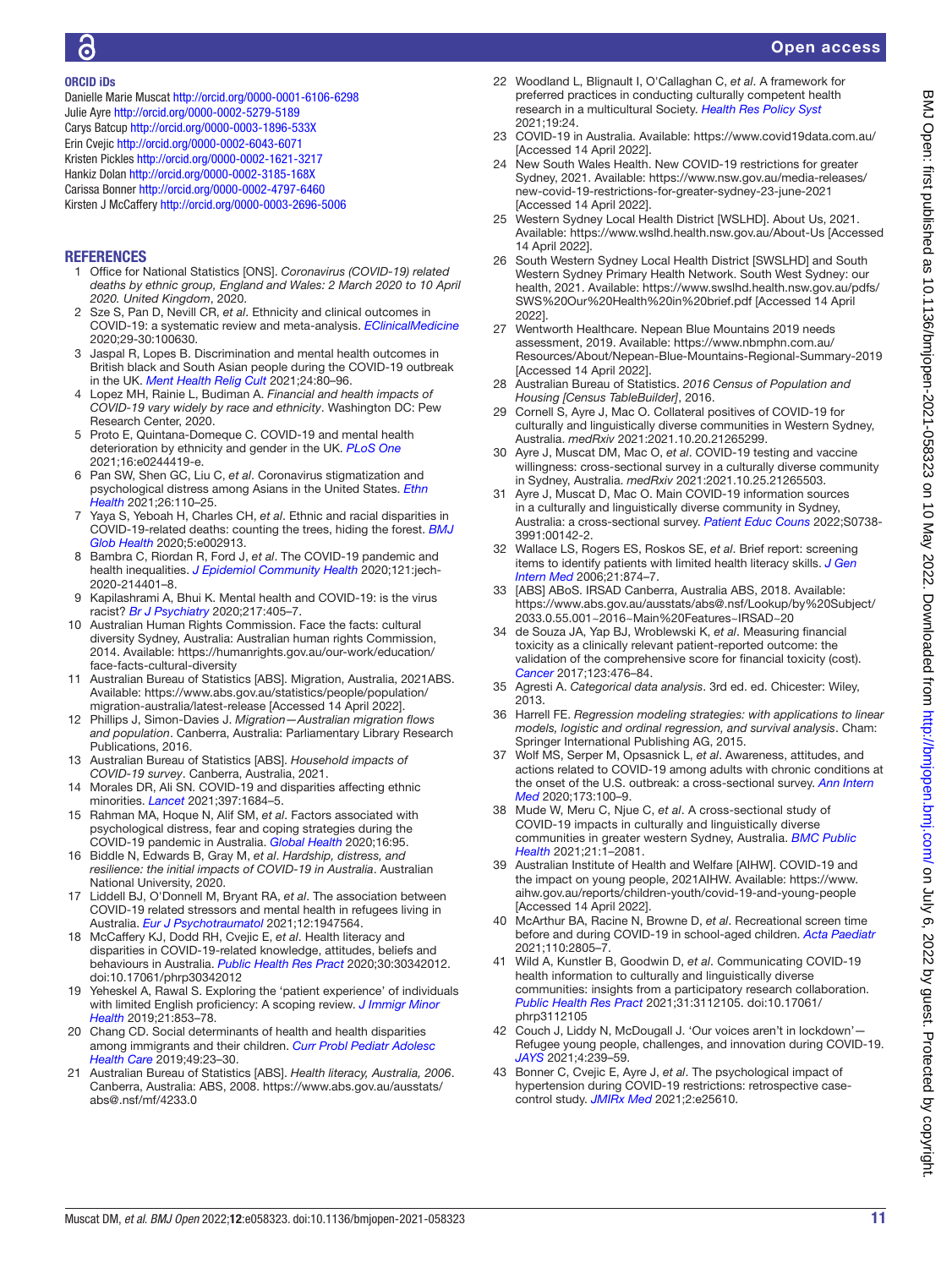**ORCID iDs**

Danielle Marie Muscat http://orcid.org/0000-0001-6106-6298
Julie Ayre http://orcid.org/0000-0002-5279-5189
Carys Batcup http://orcid.org/0000-0003-1896-533X
Erin Cvejic http://orcid.org/0000-0002-6043-6071
Kristen Pickles http://orcid.org/0000-0002-1621-3217
Hankiz Dolan http://orcid.org/0000-0003-3185-168X
Carissa Bonner http://orcid.org/0000-0002-4797-6460
Kirsten J McCaffery http://orcid.org/0000-0003-2696-5006

## REFERENCES

1. Office for National Statistics [ONS]. *Coronavirus (COVID-19) related deaths by ethnic group, England and Wales: 2 March 2020 to 10 April 2020. United Kingdom*, 2020.
2. Sze S, Pan D, Nevill CR, *et al*. Ethnicity and clinical outcomes in COVID-19: a systematic review and meta-analysis. *EClinicalMedicine* 2020;29-30:100630.
3. Jaspal R, Lopes B. Discrimination and mental health outcomes in British black and South Asian people during the COVID-19 outbreak in the UK. *Ment Health Relig Cult* 2021;24:80–96.
4. Lopez MH, Rainie L, Budiman A. *Financial and health impacts of COVID-19 vary widely by race and ethnicity*. Washington DC: Pew Research Center, 2020.
5. Proto E, Quintana-Domeque C. COVID-19 and mental health deterioration by ethnicity and gender in the UK. *PLoS One* 2021;16:e0244419-e.
6. Pan SW, Shen GC, Liu C, *et al*. Coronavirus stigmatization and psychological distress among Asians in the United States. *Ethn Health* 2021;26:110–25.
7. Yaya S, Yeboah H, Charles CH, *et al*. Ethnic and racial disparities in COVID-19-related deaths: counting the trees, hiding the forest. *BMJ Glob Health* 2020;5:e002913.
8. Bambra C, Riordan R, Ford J, *et al*. The COVID-19 pandemic and health inequalities. *J Epidemiol Community Health* 2020;121:jech-2020-214401–8.
9. Kapilashrami A, Bhui K. Mental health and COVID-19: is the virus racist? *Br J Psychiatry* 2020;217:405–7.
10. Australian Human Rights Commission. Face the facts: cultural diversity Sydney, Australia: Australian human rights Commission, 2014. Available: https://humanrights.gov.au/our-work/education/face-facts-cultural-diversity
11. Australian Bureau of Statistics [ABS]. Migration, Australia, 2021ABS. Available: https://www.abs.gov.au/statistics/people/population/migration-australia/latest-release [Accessed 14 April 2022].
12. Phillips J, Simon-Davies J. *Migration—Australian migration flows and population*. Canberra, Australia: Parliamentary Library Research Publications, 2016.
13. Australian Bureau of Statistics [ABS]. *Household impacts of COVID-19 survey*. Canberra, Australia, 2021.
14. Morales DR, Ali SN. COVID-19 and disparities affecting ethnic minorities. *Lancet* 2021;397:1684–5.
15. Rahman MA, Hoque N, Alif SM, *et al*. Factors associated with psychological distress, fear and coping strategies during the COVID-19 pandemic in Australia. *Global Health* 2020;16:95.
16. Biddle N, Edwards B, Gray M, *et al*. *Hardship, distress, and resilience: the initial impacts of COVID-19 in Australia*. Australian National University, 2020.
17. Liddell BJ, O'Donnell M, Bryant RA, *et al*. The association between COVID-19 related stressors and mental health in refugees living in Australia. *Eur J Psychotraumatol* 2021;12:1947564.
18. McCaffery KJ, Dodd RH, Cvejic E, *et al*. Health literacy and disparities in COVID-19-related knowledge, attitudes, beliefs and behaviours in Australia. *Public Health Res Pract* 2020;30:30342012. doi:10.17061/phrp30342012
19. Yeheskel A, Rawal S. Exploring the 'patient experience' of individuals with limited English proficiency: A scoping review. *J Immigr Minor Health* 2019;21:853–78.
20. Chang CD. Social determinants of health and health disparities among immigrants and their children. *Curr Probl Pediatr Adolesc Health Care* 2019;49:23–30.
21. Australian Bureau of Statistics [ABS]. *Health literacy, Australia, 2006*. Canberra, Australia: ABS, 2008. https://www.abs.gov.au/ausstats/abs@.nsf/mf/4233.0
22. Woodland L, Blignault I, O'Callaghan C, *et al*. A framework for preferred practices in conducting culturally competent health research in a multicultural Society. *Health Res Policy Syst* 2021;19:24.
23. COVID-19 in Australia. Available: https://www.covid19data.com.au/ [Accessed 14 April 2022].
24. New South Wales Health. New COVID-19 restrictions for greater Sydney, 2021. Available: https://www.nsw.gov.au/media-releases/new-covid-19-restrictions-for-greater-sydney-23-june-2021 [Accessed 14 April 2022].
25. Western Sydney Local Health District [WSLHD]. About Us, 2021. Available: https://www.wslhd.health.nsw.gov.au/About-Us [Accessed 14 April 2022].
26. South Western Sydney Local Health District [SWSLHD] and South Western Sydney Primary Health Network. South West Sydney: our health, 2021. Available: https://www.swslhd.health.nsw.gov.au/pdfs/SWS%20Our%20Health%20in%20brief.pdf [Accessed 14 April 2022].
27. Wentworth Healthcare. Nepean Blue Mountains 2019 needs assessment, 2019. Available: https://www.nbmphn.com.au/Resources/About/Nepean-Blue-Mountains-Regional-Summary-2019 [Accessed 14 April 2022].
28. Australian Bureau of Statistics. *2016 Census of Population and Housing [Census TableBuilder]*, 2016.
29. Cornell S, Ayre J, Mac O. Collateral positives of COVID-19 for culturally and linguistically diverse communities in Western Sydney, Australia. *medRxiv* 2021:2021.10.20.21265299.
30. Ayre J, Muscat DM, Mac O, *et al*. COVID-19 testing and vaccine willingness: cross-sectional survey in a culturally diverse community in Sydney, Australia. *medRxiv* 2021:2021.10.25.21265503.
31. Ayre J, Muscat D, Mac O. Main COVID-19 information sources in a culturally and linguistically diverse community in Sydney, Australia: a cross-sectional survey. *Patient Educ Couns* 2022;S0738-3991:00142-2.
32. Wallace LS, Rogers ES, Roskos SE, *et al*. Brief report: screening items to identify patients with limited health literacy skills. *J Gen Intern Med* 2006;21:874–7.
33. [ABS] ABoS. IRSAD Canberra, Australia ABS, 2018. Available: https://www.abs.gov.au/ausstats/abs@.nsf/Lookup/by%20Subject/2033.0.55.001~2016~Main%20Features~IRSAD~20
34. de Souza JA, Yap BJ, Wroblewski K, *et al*. Measuring financial toxicity as a clinically relevant patient-reported outcome: the validation of the comprehensive score for financial toxicity (cost). *Cancer* 2017;123:476–84.
35. Agresti A. *Categorical data analysis*. 3rd ed. ed. Chicester: Wiley, 2013.
36. Harrell FE. *Regression modeling strategies: with applications to linear models, logistic and ordinal regression, and survival analysis*. Cham: Springer International Publishing AG, 2015.
37. Wolf MS, Serper M, Opsasnick L, *et al*. Awareness, attitudes, and actions related to COVID-19 among adults with chronic conditions at the onset of the U.S. outbreak: a cross-sectional survey. *Ann Intern Med* 2020;173:100–9.
38. Mude W, Meru C, Njue C, *et al*. A cross-sectional study of COVID-19 impacts in culturally and linguistically diverse communities in greater western Sydney, Australia. *BMC Public Health* 2021;21:1–2081.
39. Australian Institute of Health and Welfare [AIHW]. COVID-19 and the impact on young people, 2021AIHW. Available: https://www.aihw.gov.au/reports/children-youth/covid-19-and-young-people [Accessed 14 April 2022].
40. McArthur BA, Racine N, Browne D, *et al*. Recreational screen time before and during COVID-19 in school-aged children. *Acta Paediatr* 2021;110:2805–7.
41. Wild A, Kunstler B, Goodwin D, *et al*. Communicating COVID-19 health information to culturally and linguistically diverse communities: insights from a participatory research collaboration. *Public Health Res Pract* 2021;31:3112105. doi:10.17061/phrp3112105
42. Couch J, Liddy N, McDougall J. 'Our voices aren't in lockdown'—Refugee young people, challenges, and innovation during COVID-19. *JAYS* 2021;4:239–59.
43. Bonner C, Cvejic E, Ayre J, *et al*. The psychological impact of hypertension during COVID-19 restrictions: retrospective case-control study. *JMIRx Med* 2021;2:e25610.